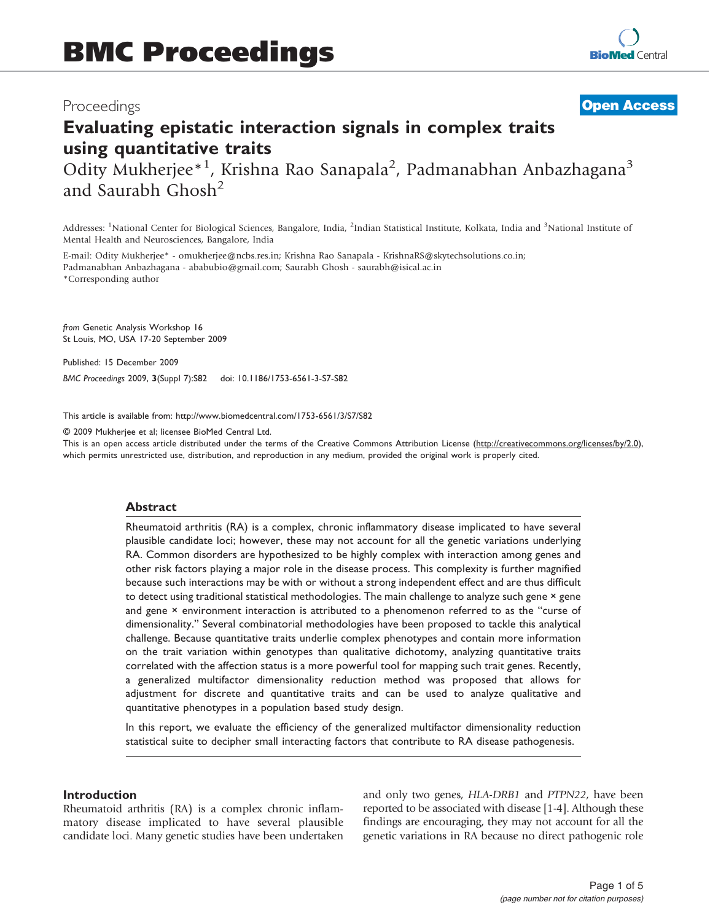# BMC Proceedings

Proceedings

**Open Access**

# Evaluating epistatic interaction signals in complex traits using quantitative traits

Odity Mukherjee*[1], Krishna Rao Sanapala[2], Padmanabhan Anbazhagana[3] and Saurabh Ghosh[2]

Addresses: [1]National Center for Biological Sciences, Bangalore, India, [2]Indian Statistical Institute, Kolkata, India and [3]National Institute of Mental Health and Neurosciences, Bangalore, India

E-mail: Odity Mukherjee* - omukherjee@ncbs.res.in; Krishna Rao Sanapala - KrishnaRS@skytechsolutions.co.in; Padmanabhan Anbazhagana - ababubio@gmail.com; Saurabh Ghosh - saurabh@isical.ac.in

*Corresponding author

*from* Genetic Analysis Workshop 16
St Louis, MO, USA 17-20 September 2009

Published: 15 December 2009

*BMC Proceedings* 2009, **3**(Suppl 7):S82 doi: 10.1186/1753-6561-3-S7-S82

This article is available from: http://www.biomedcentral.com/1753-6561/3/S7/S82

© 2009 Mukherjee et al; licensee BioMed Central Ltd.
This is an open access article distributed under the terms of the Creative Commons Attribution License (http://creativecommons.org/licenses/by/2.0), which permits unrestricted use, distribution, and reproduction in any medium, provided the original work is properly cited.

## Abstract

Rheumatoid arthritis (RA) is a complex, chronic inflammatory disease implicated to have several plausible candidate loci; however, these may not account for all the genetic variations underlying RA. Common disorders are hypothesized to be highly complex with interaction among genes and other risk factors playing a major role in the disease process. This complexity is further magnified because such interactions may be with or without a strong independent effect and are thus difficult to detect using traditional statistical methodologies. The main challenge to analyze such gene × gene and gene × environment interaction is attributed to a phenomenon referred to as the "curse of dimensionality." Several combinatorial methodologies have been proposed to tackle this analytical challenge. Because quantitative traits underlie complex phenotypes and contain more information on the trait variation within genotypes than qualitative dichotomy, analyzing quantitative traits correlated with the affection status is a more powerful tool for mapping such trait genes. Recently, a generalized multifactor dimensionality reduction method was proposed that allows for adjustment for discrete and quantitative traits and can be used to analyze qualitative and quantitative phenotypes in a population based study design.

In this report, we evaluate the efficiency of the generalized multifactor dimensionality reduction statistical suite to decipher small interacting factors that contribute to RA disease pathogenesis.

## Introduction

Rheumatoid arthritis (RA) is a complex chronic inflammatory disease implicated to have several plausible candidate loci. Many genetic studies have been undertaken and only two genes, *HLA-DRB1* and *PTPN22*, have been reported to be associated with disease [1-4]. Although these findings are encouraging, they may not account for all the genetic variations in RA because no direct pathogenic role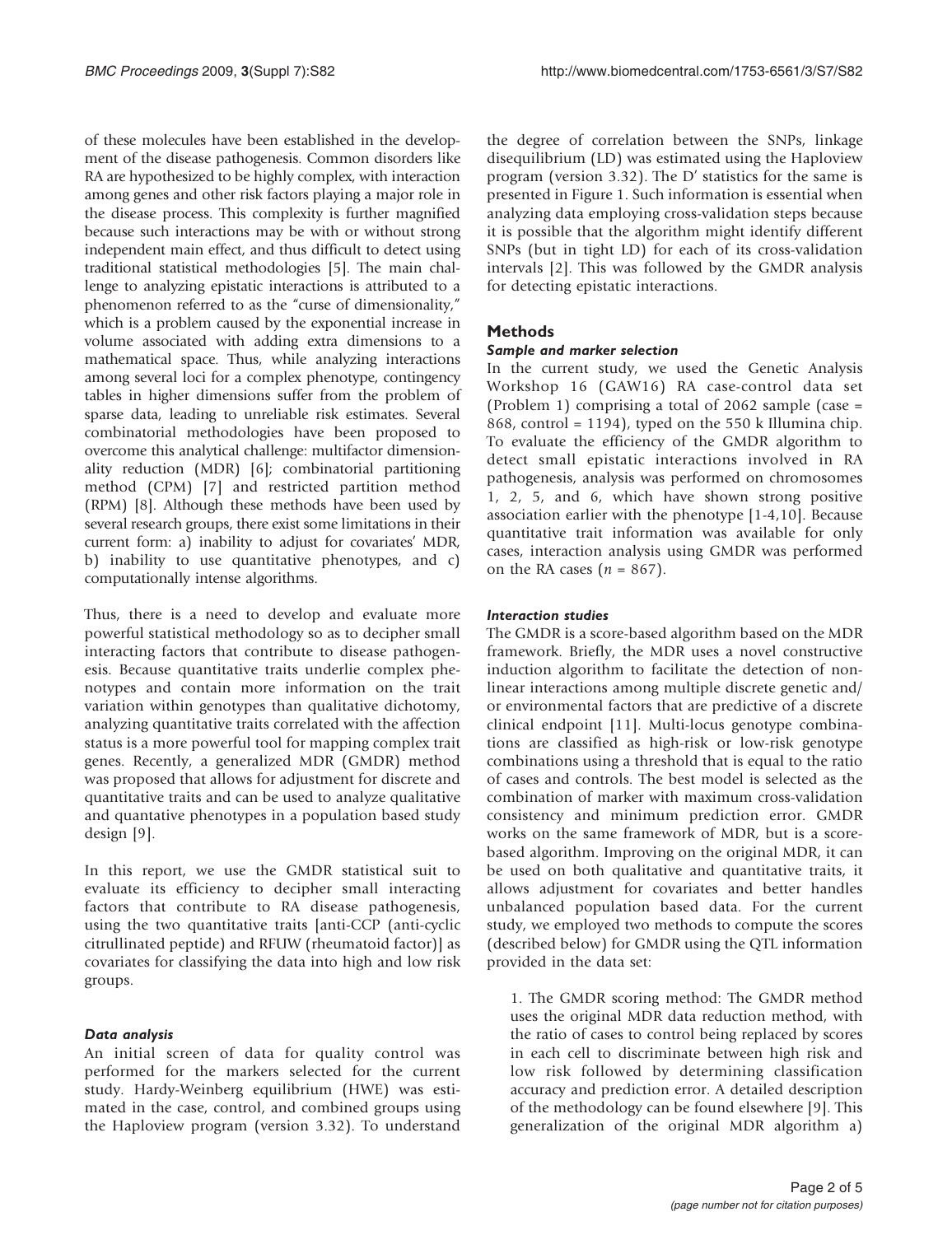of these molecules have been established in the development of the disease pathogenesis. Common disorders like RA are hypothesized to be highly complex, with interaction among genes and other risk factors playing a major role in the disease process. This complexity is further magnified because such interactions may be with or without strong independent main effect, and thus difficult to detect using traditional statistical methodologies [5]. The main challenge to analyzing epistatic interactions is attributed to a phenomenon referred to as the "curse of dimensionality," which is a problem caused by the exponential increase in volume associated with adding extra dimensions to a mathematical space. Thus, while analyzing interactions among several loci for a complex phenotype, contingency tables in higher dimensions suffer from the problem of sparse data, leading to unreliable risk estimates. Several combinatorial methodologies have been proposed to overcome this analytical challenge: multifactor dimensionality reduction (MDR) [6]; combinatorial partitioning method (CPM) [7] and restricted partition method (RPM) [8]. Although these methods have been used by several research groups, there exist some limitations in their current form: a) inability to adjust for covariates' MDR, b) inability to use quantitative phenotypes, and c) computationally intense algorithms.

Thus, there is a need to develop and evaluate more powerful statistical methodology so as to decipher small interacting factors that contribute to disease pathogenesis. Because quantitative traits underlie complex phenotypes and contain more information on the trait variation within genotypes than qualitative dichotomy, analyzing quantitative traits correlated with the affection status is a more powerful tool for mapping complex trait genes. Recently, a generalized MDR (GMDR) method was proposed that allows for adjustment for discrete and quantitative traits and can be used to analyze qualitative and quantative phenotypes in a population based study design [9].

In this report, we use the GMDR statistical suit to evaluate its efficiency to decipher small interacting factors that contribute to RA disease pathogenesis, using the two quantitative traits [anti-CCP (anti-cyclic citrullinated peptide) and RFUW (rheumatoid factor)] as covariates for classifying the data into high and low risk groups.

### *Data analysis*

An initial screen of data for quality control was performed for the markers selected for the current study. Hardy-Weinberg equilibrium (HWE) was estimated in the case, control, and combined groups using the Haploview program (version 3.32). To understand the degree of correlation between the SNPs, linkage disequilibrium (LD) was estimated using the Haploview program (version 3.32). The D' statistics for the same is presented in Figure 1. Such information is essential when analyzing data employing cross-validation steps because it is possible that the algorithm might identify different SNPs (but in tight LD) for each of its cross-validation intervals [2]. This was followed by the GMDR analysis for detecting epistatic interactions.

## Methods

### *Sample and marker selection*

In the current study, we used the Genetic Analysis Workshop 16 (GAW16) RA case-control data set (Problem 1) comprising a total of 2062 sample (case = 868, control = 1194), typed on the 550 k Illumina chip. To evaluate the efficiency of the GMDR algorithm to detect small epistatic interactions involved in RA pathogenesis, analysis was performed on chromosomes 1, 2, 5, and 6, which have shown strong positive association earlier with the phenotype [1-4,10]. Because quantitative trait information was available for only cases, interaction analysis using GMDR was performed on the RA cases ($n$ = 867).

### *Interaction studies*

The GMDR is a score-based algorithm based on the MDR framework. Briefly, the MDR uses a novel constructive induction algorithm to facilitate the detection of non-linear interactions among multiple discrete genetic and/or environmental factors that are predictive of a discrete clinical endpoint [11]. Multi-locus genotype combinations are classified as high-risk or low-risk genotype combinations using a threshold that is equal to the ratio of cases and controls. The best model is selected as the combination of marker with maximum cross-validation consistency and minimum prediction error. GMDR works on the same framework of MDR, but is a score-based algorithm. Improving on the original MDR, it can be used on both qualitative and quantitative traits, it allows adjustment for covariates and better handles unbalanced population based data. For the current study, we employed two methods to compute the scores (described below) for GMDR using the QTL information provided in the data set:

1. The GMDR scoring method: The GMDR method uses the original MDR data reduction method, with the ratio of cases to control being replaced by scores in each cell to discriminate between high risk and low risk followed by determining classification accuracy and prediction error. A detailed description of the methodology can be found elsewhere [9]. This generalization of the original MDR algorithm a)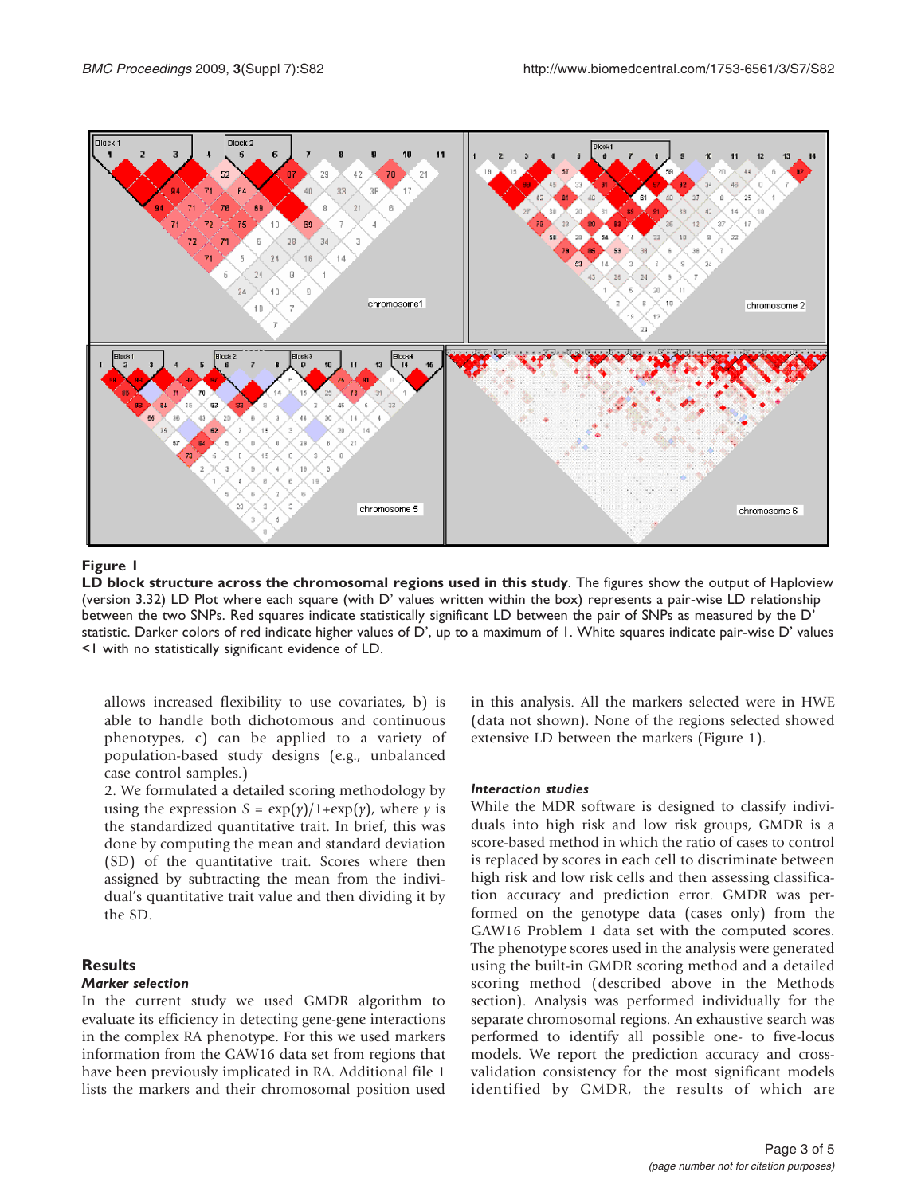**Figure 1**

**LD block structure across the chromosomal regions used in this study**. The figures show the output of Haploview (version 3.32) LD Plot where each square (with D' values written within the box) represents a pair-wise LD relationship between the two SNPs. Red squares indicate statistically significant LD between the pair of SNPs as measured by the D' statistic. Darker colors of red indicate higher values of D', up to a maximum of 1. White squares indicate pair-wise D' values <1 with no statistically significant evidence of LD.

allows increased flexibility to use covariates, b) is able to handle both dichotomous and continuous phenotypes, c) can be applied to a variety of population-based study designs (e.g., unbalanced case control samples.)

2. We formulated a detailed scoring methodology by using the expression $S = \exp(\gamma)/1+\exp(\gamma)$, where $\gamma$ is the standardized quantitative trait. In brief, this was done by computing the mean and standard deviation (SD) of the quantitative trait. Scores where then assigned by subtracting the mean from the individual's quantitative trait value and then dividing it by the SD.

## Results

### *Marker selection*

In the current study we used GMDR algorithm to evaluate its efficiency in detecting gene-gene interactions in the complex RA phenotype. For this we used markers information from the GAW16 data set from regions that have been previously implicated in RA. Additional file 1 lists the markers and their chromosomal position used in this analysis. All the markers selected were in HWE (data not shown). None of the regions selected showed extensive LD between the markers (Figure 1).

### *Interaction studies*

While the MDR software is designed to classify individuals into high risk and low risk groups, GMDR is a score-based method in which the ratio of cases to control is replaced by scores in each cell to discriminate between high risk and low risk cells and then assessing classification accuracy and prediction error. GMDR was performed on the genotype data (cases only) from the GAW16 Problem 1 data set with the computed scores. The phenotype scores used in the analysis were generated using the built-in GMDR scoring method and a detailed scoring method (described above in the Methods section). Analysis was performed individually for the separate chromosomal regions. An exhaustive search was performed to identify all possible one- to five-locus models. We report the prediction accuracy and cross-validation consistency for the most significant models identified by GMDR, the results of which are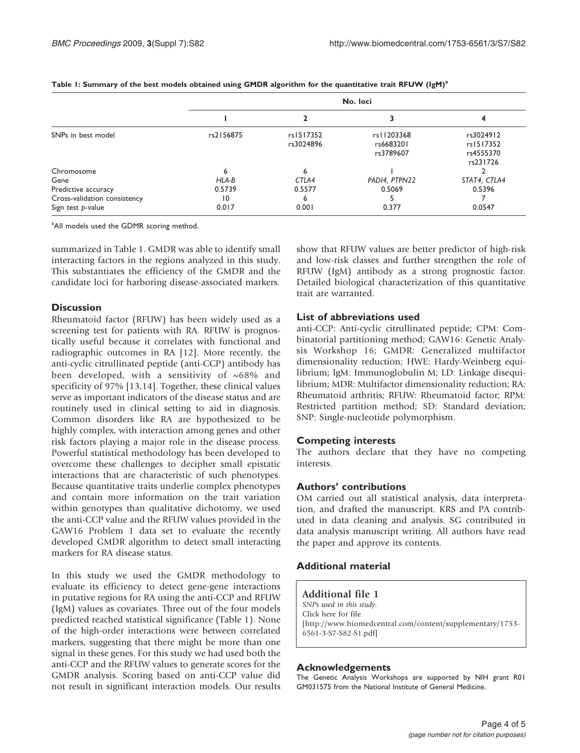**Table 1: Summary of the best models obtained using GMDR algorithm for the quantitative trait RFUW (IgM)[a]**

| | No. loci | | | |
|---|---|---|---|---|
| | 1 | 2 | 3 | 4 |
| SNPs in best model | rs2156875 | rs1517352<br>rs3024896 | rs11203368<br>rs6683201<br>rs3789607 | rs3024912<br>rs1517352<br>rs4555370<br>rs231726 |
| Chromosome | 6 | 6 | 1 | 2 |
| Gene | *HLA-B* | *CTLA4* | *PADI4, PTPN22* | *STAT4, CTLA4* |
| Predictive accuracy | 0.5739 | 0.5577 | 0.5069 | 0.5396 |
| Cross-validation consistency | 10 | 6 | 5 | 7 |
| Sign test *p*-value | 0.017 | 0.001 | 0.377 | 0.0547 |

[a]All models used the GDMR scoring method.

summarized in Table 1. GMDR was able to identify small interacting factors in the regions analyzed in this study. This substantiates the efficiency of the GMDR and the candidate loci for harboring disease-associated markers.

## Discussion

Rheumatoid factor (RFUW) has been widely used as a screening test for patients with RA. RFUW is prognostically useful because it correlates with functional and radiographic outcomes in RA [12]. More recently, the anti-cyclic citrullinated peptide (anti-CCP) antibody has been developed, with a sensitivity of ~68% and specificity of 97% [13,14]. Together, these clinical values serve as important indicators of the disease status and are routinely used in clinical setting to aid in diagnosis. Common disorders like RA are hypothesized to be highly complex, with interaction among genes and other risk factors playing a major role in the disease process. Powerful statistical methodology has been developed to overcome these challenges to decipher small epistatic interactions that are characteristic of such phenotypes. Because quantitative traits underlie complex phenotypes and contain more information on the trait variation within genotypes than qualitative dichotomy, we used the anti-CCP value and the RFUW values provided in the GAW16 Problem 1 data set to evaluate the recently developed GMDR algorithm to detect small interacting markers for RA disease status.

In this study we used the GMDR methodology to evaluate its efficiency to detect gene-gene interactions in putative regions for RA using the anti-CCP and RFUW (IgM) values as covariates. Three out of the four models predicted reached statistical significance (Table 1). None of the high-order interactions were between correlated markers, suggesting that there might be more than one signal in these genes. For this study we had used both the anti-CCP and the RFUW values to generate scores for the GMDR analysis. Scoring based on anti-CCP value did not result in significant interaction models. Our results show that RFUW values are better predictor of high-risk and low-risk classes and further strengthen the role of RFUW (IgM) antibody as a strong prognostic factor. Detailed biological characterization of this quantitative trait are warranted.

## List of abbreviations used

anti-CCP: Anti-cyclic citrullinated peptide; CPM: Combinatorial partitioning method; GAW16: Genetic Analysis Workshop 16; GMDR: Generalized multifactor dimensionality reduction; HWE: Hardy-Weinberg equilibrium; IgM: Immunoglobulin M; LD: Linkage disequilibrium; MDR: Multifactor dimensionality reduction; RA: Rheumatoid arthritis; RFUW: Rheumatoid factor; RPM: Restricted partition method; SD: Standard deviation; SNP: Single-nucleotide polymorphism.

## Competing interests

The authors declare that they have no competing interests.

## Authors' contributions

OM carried out all statistical analysis, data interpretation, and drafted the manuscript. KRS and PA contributed in data cleaning and analysis. SG contributed in data analysis manuscript writing. All authors have read the paper and approve its contents.

## Additional material

**Additional file 1**
*SNPs used in this study.*
Click here for file
[http://www.biomedcentral.com/content/supplementary/1753-6561-3-S7-S82-S1.pdf]

## Acknowledgements

The Genetic Analysis Workshops are supported by NIH grant R01 GM031575 from the National Institute of General Medicine.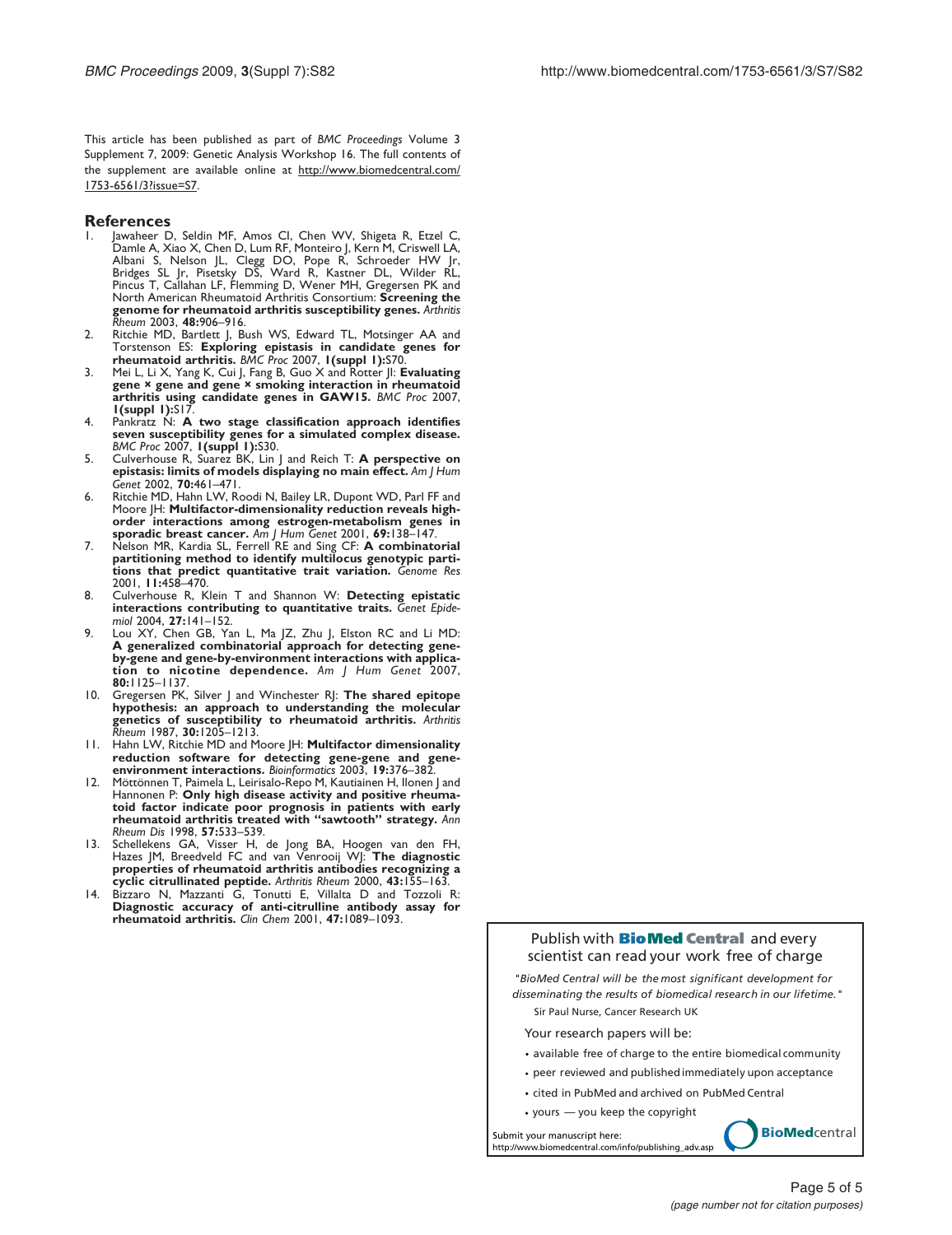This article has been published as part of *BMC Proceedings* Volume 3 Supplement 7, 2009: Genetic Analysis Workshop 16. The full contents of the supplement are available online at http://www.biomedcentral.com/1753-6561/3?issue=S7.

## References

1. Jawaheer D, Seldin MF, Amos CI, Chen WV, Shigeta R, Etzel C, Damle A, Xiao X, Chen D, Lum RF, Monteiro J, Kern M, Criswell LA, Albani S, Nelson JL, Clegg DO, Pope R, Schroeder HW Jr, Bridges SL Jr, Pisetsky DS, Ward R, Kastner DL, Wilder RL, Pincus T, Callahan LF, Flemming D, Wener MH, Gregersen PK and North American Rheumatoid Arthritis Consortium: **Screening the genome for rheumatoid arthritis susceptibility genes.** *Arthritis Rheum* 2003, **48:**906–916.
2. Ritchie MD, Bartlett J, Bush WS, Edward TL, Motsinger AA and Torstenson ES: **Exploring epistasis in candidate genes for rheumatoid arthritis.** *BMC Proc* 2007, **1(suppl 1):**S70.
3. Mei L, Li X, Yang K, Cui J, Fang B, Guo X and Rotter JI: **Evaluating gene × gene and gene × smoking interaction in rheumatoid arthritis using candidate genes in GAW15.** *BMC Proc* 2007, **1(suppl 1):**S17.
4. Pankratz N: **A two stage classification approach identifies seven susceptibility genes for a simulated complex disease.** *BMC Proc* 2007, **1(suppl 1):**S30.
5. Culverhouse R, Suarez BK, Lin J and Reich T: **A perspective on epistasis: limits of models displaying no main effect.** *Am J Hum Genet* 2002, **70:**461–471.
6. Ritchie MD, Hahn LW, Roodi N, Bailey LR, Dupont WD, Parl FF and Moore JH: **Multifactor-dimensionality reduction reveals high-order interactions among estrogen-metabolism genes in sporadic breast cancer.** *Am J Hum Genet* 2001, **69:**138–147.
7. Nelson MR, Kardia SL, Ferrell RE and Sing CF: **A combinatorial partitioning method to identify multilocus genotypic partitions that predict quantitative trait variation.** *Genome Res* 2001, **11:**458–470.
8. Culverhouse R, Klein T and Shannon W: **Detecting epistatic interactions contributing to quantitative traits.** *Genet Epidemiol* 2004, **27:**141–152.
9. Lou XY, Chen GB, Yan L, Ma JZ, Zhu J, Elston RC and Li MD: **A generalized combinatorial approach for detecting gene-by-gene and gene-by-environment interactions with application to nicotine dependence.** *Am J Hum Genet* 2007, **80:**1125–1137.
10. Gregersen PK, Silver J and Winchester RJ: **The shared epitope hypothesis: an approach to understanding the molecular genetics of susceptibility to rheumatoid arthritis.** *Arthritis Rheum* 1987, **30:**1205–1213.
11. Hahn LW, Ritchie MD and Moore JH: **Multifactor dimensionality reduction software for detecting gene-gene and gene-environment interactions.** *Bioinformatics* 2003, **19:**376–382.
12. Möttönnen T, Paimela L, Leirisalo-Repo M, Kautiainen H, Ilonen J and Hannonen P: **Only high disease activity and positive rheumatoid factor indicate poor prognosis in patients with early rheumatoid arthritis treated with "sawtooth" strategy.** *Ann Rheum Dis* 1998, **57:**533–539.
13. Schellekens GA, Visser H, de Jong BA, Hoogen van den FH, Hazes JM, Breedveld FC and van Venrooij WJ: **The diagnostic properties of rheumatoid arthritis antibodies recognizing a cyclic citrullinated peptide.** *Arthritis Rheum* 2000, **43:**155–163.
14. Bizzaro N, Mazzanti G, Tonutti E, Villalta D and Tozzoli R: **Diagnostic accuracy of anti-citrulline antibody assay for rheumatoid arthritis.** *Clin Chem* 2001, **47:**1089–1093.

Publish with **BioMed Central** and every scientist can read your work free of charge

*"BioMed Central will be the most significant development for disseminating the results of biomedical research in our lifetime."*

Sir Paul Nurse, Cancer Research UK

Your research papers will be:

- available free of charge to the entire biomedical community
- peer reviewed and published immediately upon acceptance
- cited in PubMed and archived on PubMed Central
- yours — you keep the copyright

Submit your manuscript here:
http://www.biomedcentral.com/info/publishing_adv.asp

**BioMed**central